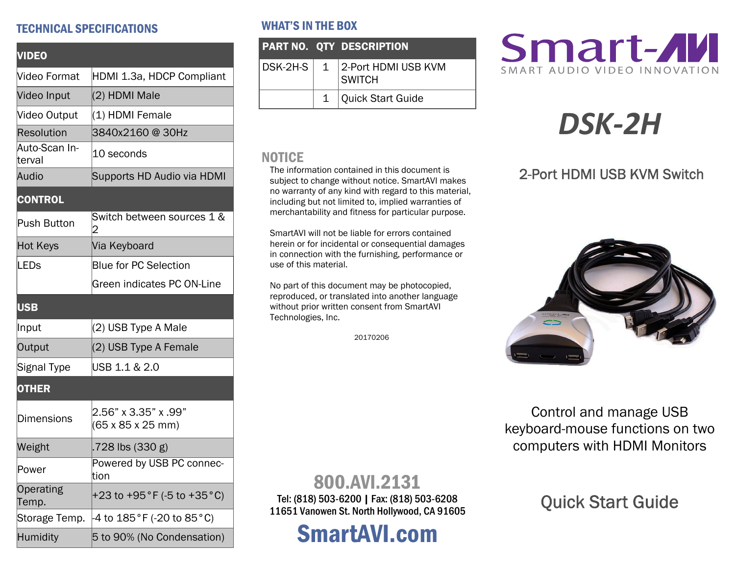## TECHNICAL SPECIFICATIONS

| VIDEO | |
|---|---|
| Video Format | HDMI 1.3a, HDCP Compliant |
| Video Input | (2) HDMI Male |
| Video Output | (1) HDMI Female |
| Resolution | 3840x2160 @ 30Hz |
| Auto-Scan Interval | 10 seconds |
| Audio | Supports HD Audio via HDMI |
| **CONTROL** | |
| Push Button | Switch between sources 1 & 2 |
| Hot Keys | Via Keyboard |
| LEDs | Blue for PC Selection<br>Green indicates PC ON-Line |
| **USB** | |
| Input | (2) USB Type A Male |
| Output | (2) USB Type A Female |
| Signal Type | USB 1.1 & 2.0 |
| **OTHER** | |
| Dimensions | 2.56" x 3.35" x .99"<br>(65 x 85 x 25 mm) |
| Weight | .728 lbs (330 g) |
| Power | Powered by USB PC connection |
| Operating Temp. | +23 to +95°F (-5 to +35°C) |
| Storage Temp. | -4 to 185°F (-20 to 85°C) |
| Humidity | 5 to 90% (No Condensation) |

## WHAT'S IN THE BOX

| PART NO. | QTY | DESCRIPTION |
|---|---|---|
| DSK-2H-S | 1 | 2-Port HDMI USB KVM SWITCH |
| | 1 | Quick Start Guide |

## NOTICE

The information contained in this document is subject to change without notice. SmartAVI makes no warranty of any kind with regard to this material, including but not limited to, implied warranties of merchantability and fitness for particular purpose.

SmartAVI will not be liable for errors contained herein or for incidental or consequential damages in connection with the furnishing, performance or use of this material.

No part of this document may be photocopied, reproduced, or translated into another language without prior written consent from SmartAVI Technologies, Inc.

20170206

**800.AVI.2131**

Tel: (818) 503-6200 | Fax: (818) 503-6208
11651 Vanowen St. North Hollywood, CA 91605

**SmartAVI.com**

Smart-AVI
SMART AUDIO VIDEO INNOVATION

# *DSK-2H*

## 2-Port HDMI USB KVM Switch

Control and manage USB keyboard-mouse functions on two computers with HDMI Monitors

## Quick Start Guide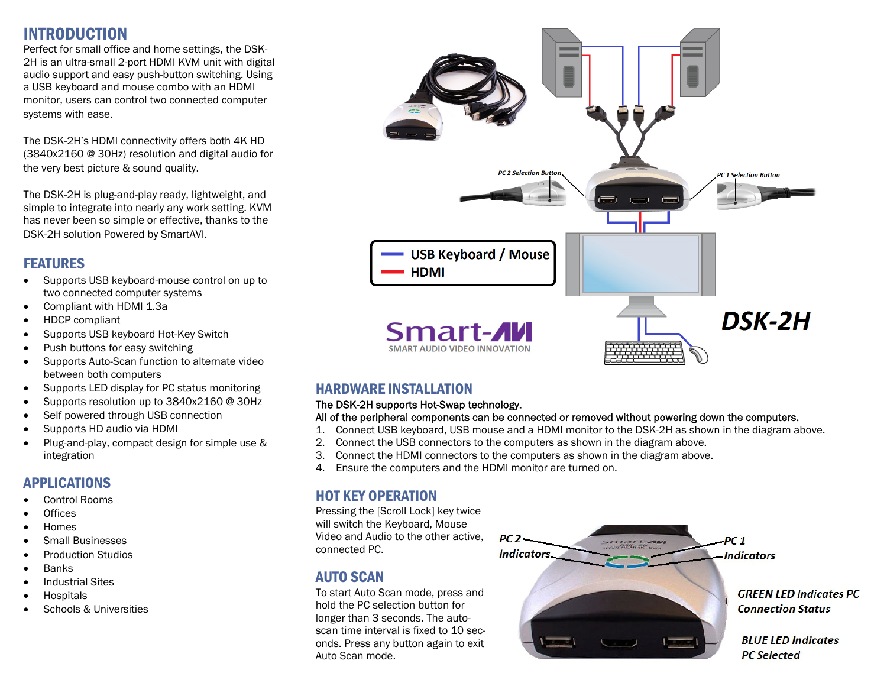## INTRODUCTION

Perfect for small office and home settings, the DSK-2H is an ultra-small 2-port HDMI KVM unit with digital audio support and easy push-button switching. Using a USB keyboard and mouse combo with an HDMI monitor, users can control two connected computer systems with ease.

The DSK-2H's HDMI connectivity offers both 4K HD (3840x2160 @ 30Hz) resolution and digital audio for the very best picture & sound quality.

The DSK-2H is plug-and-play ready, lightweight, and simple to integrate into nearly any work setting. KVM has never been so simple or effective, thanks to the DSK-2H solution Powered by SmartAVI.

## FEATURES

- Supports USB keyboard-mouse control on up to two connected computer systems
- Compliant with HDMI 1.3a
- HDCP compliant
- Supports USB keyboard Hot-Key Switch
- Push buttons for easy switching
- Supports Auto-Scan function to alternate video between both computers
- Supports LED display for PC status monitoring
- Supports resolution up to 3840x2160 @ 30Hz
- Self powered through USB connection
- Supports HD audio via HDMI
- Plug-and-play, compact design for simple use & integration

## APPLICATIONS

- Control Rooms
- Offices
- Homes
- Small Businesses
- Production Studios
- Banks
- Industrial Sites
- Hospitals
- Schools & Universities

PC 2 Selection Button

PC 1 Selection Button

USB Keyboard / Mouse

HDMI

Smart-AVI

SMART AUDIO VIDEO INNOVATION

DSK-2H

## HARDWARE INSTALLATION

**The DSK-2H supports Hot-Swap technology.**
**All of the peripheral components can be connected or removed without powering down the computers.**

1. Connect USB keyboard, USB mouse and a HDMI monitor to the DSK-2H as shown in the diagram above.
2. Connect the USB connectors to the computers as shown in the diagram above.
3. Connect the HDMI connectors to the computers as shown in the diagram above.
4. Ensure the computers and the HDMI monitor are turned on.

## HOT KEY OPERATION

Pressing the [Scroll Lock] key twice will switch the Keyboard, Mouse Video and Audio to the other active, connected PC.

## AUTO SCAN

To start Auto Scan mode, press and hold the PC selection button for longer than 3 seconds. The auto-scan time interval is fixed to 10 seconds. Press any button again to exit Auto Scan mode.

*PC 2 Indicators*

*PC 1 Indicators*

*GREEN LED Indicates PC Connection Status*

*BLUE LED Indicates PC Selected*